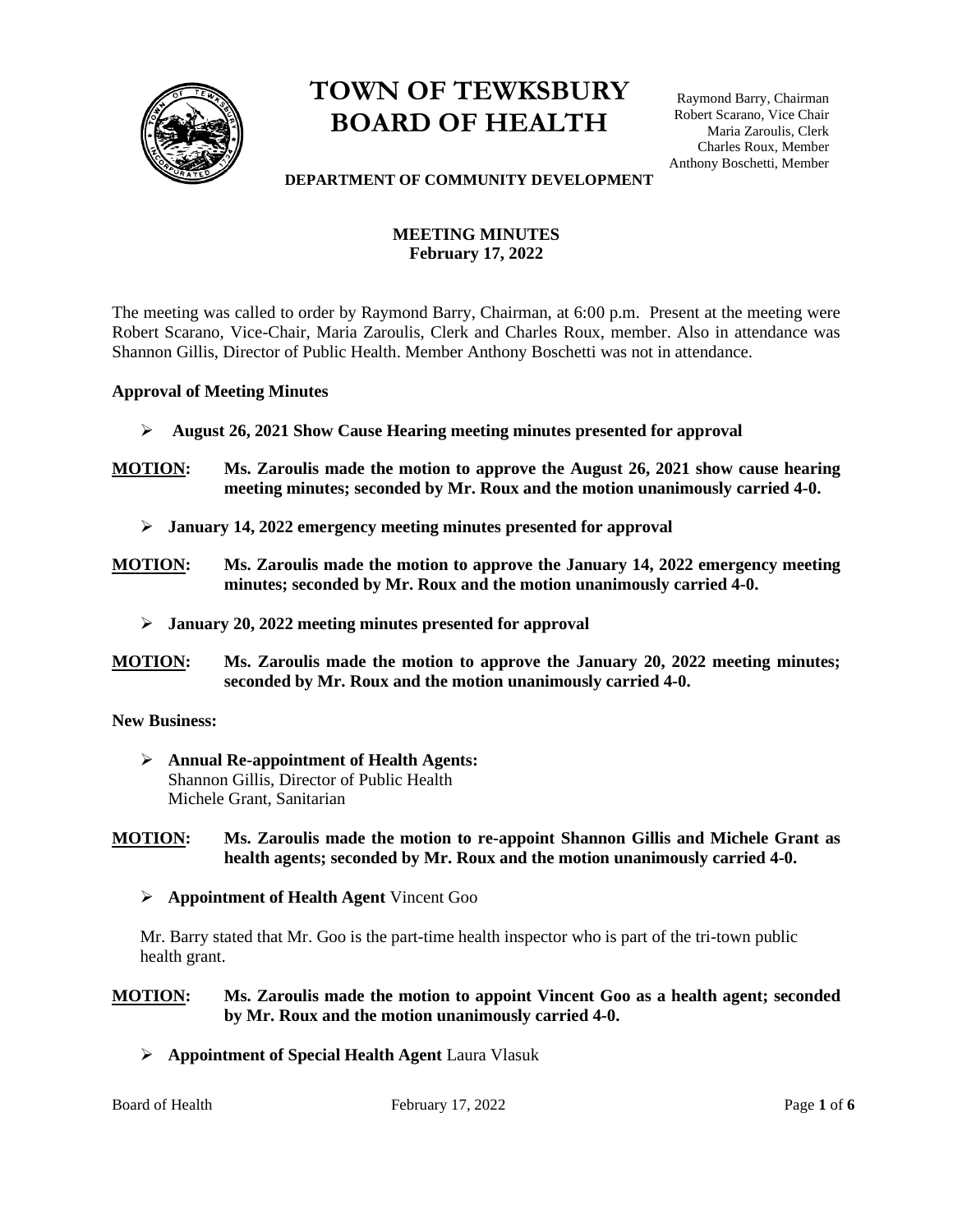# TOWN OF TEWKSBURY
# BOARD OF HEALTH

Raymond Barry, Chairman
Robert Scarano, Vice Chair
Maria Zaroulis, Clerk
Charles Roux, Member
Anthony Boschetti, Member

**DEPARTMENT OF COMMUNITY DEVELOPMENT**

**MEETING MINUTES**
**February 17, 2022**

The meeting was called to order by Raymond Barry, Chairman, at 6:00 p.m. Present at the meeting were Robert Scarano, Vice-Chair, Maria Zaroulis, Clerk and Charles Roux, member. Also in attendance was Shannon Gillis, Director of Public Health. Member Anthony Boschetti was not in attendance.

**Approval of Meeting Minutes**

- **August 26, 2021 Show Cause Hearing meeting minutes presented for approval**

**MOTION: Ms. Zaroulis made the motion to approve the August 26, 2021 show cause hearing meeting minutes; seconded by Mr. Roux and the motion unanimously carried 4-0.**

- **January 14, 2022 emergency meeting minutes presented for approval**

**MOTION: Ms. Zaroulis made the motion to approve the January 14, 2022 emergency meeting minutes; seconded by Mr. Roux and the motion unanimously carried 4-0.**

- **January 20, 2022 meeting minutes presented for approval**

**MOTION: Ms. Zaroulis made the motion to approve the January 20, 2022 meeting minutes; seconded by Mr. Roux and the motion unanimously carried 4-0.**

**New Business:**

- **Annual Re-appointment of Health Agents:**
  Shannon Gillis, Director of Public Health
  Michele Grant, Sanitarian

**MOTION: Ms. Zaroulis made the motion to re-appoint Shannon Gillis and Michele Grant as health agents; seconded by Mr. Roux and the motion unanimously carried 4-0.**

- **Appointment of Health Agent** Vincent Goo

Mr. Barry stated that Mr. Goo is the part-time health inspector who is part of the tri-town public health grant.

**MOTION: Ms. Zaroulis made the motion to appoint Vincent Goo as a health agent; seconded by Mr. Roux and the motion unanimously carried 4-0.**

- **Appointment of Special Health Agent** Laura Vlasuk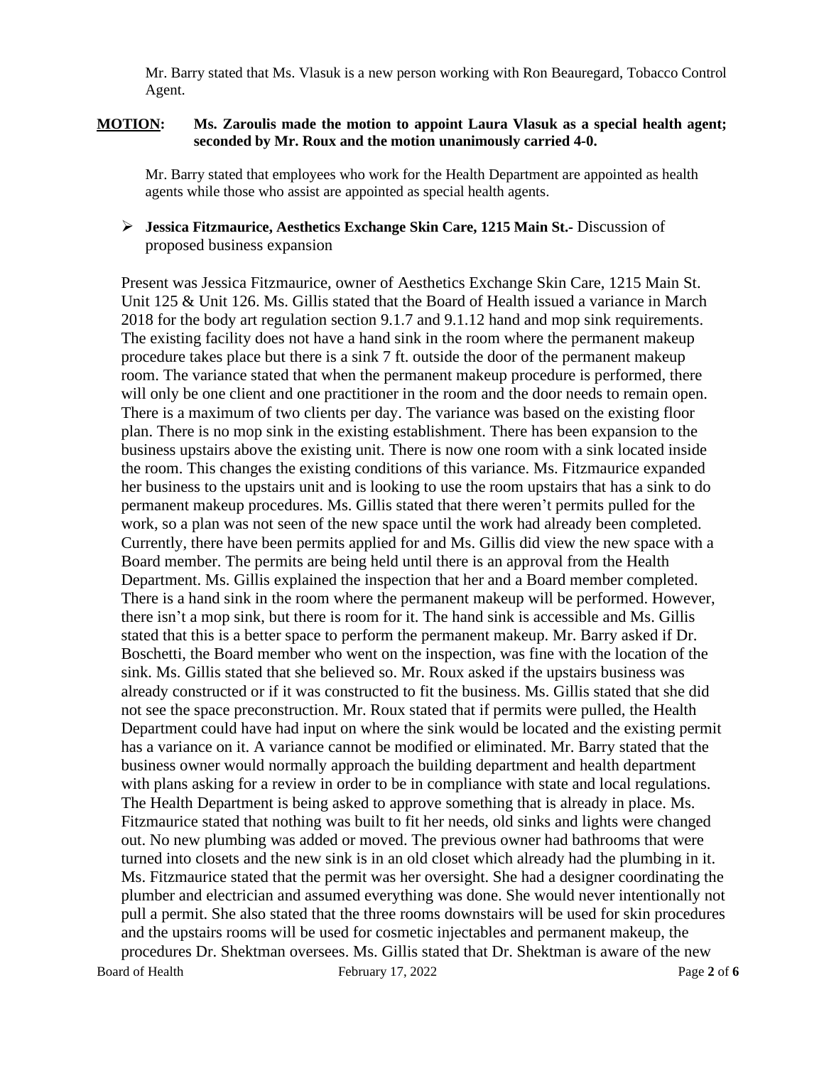Mr. Barry stated that Ms. Vlasuk is a new person working with Ron Beauregard, Tobacco Control Agent.

**MOTION: Ms. Zaroulis made the motion to appoint Laura Vlasuk as a special health agent; seconded by Mr. Roux and the motion unanimously carried 4-0.**

Mr. Barry stated that employees who work for the Health Department are appointed as health agents while those who assist are appointed as special health agents.

- **Jessica Fitzmaurice, Aesthetics Exchange Skin Care, 1215 Main St.-** Discussion of proposed business expansion

Present was Jessica Fitzmaurice, owner of Aesthetics Exchange Skin Care, 1215 Main St. Unit 125 & Unit 126. Ms. Gillis stated that the Board of Health issued a variance in March 2018 for the body art regulation section 9.1.7 and 9.1.12 hand and mop sink requirements. The existing facility does not have a hand sink in the room where the permanent makeup procedure takes place but there is a sink 7 ft. outside the door of the permanent makeup room. The variance stated that when the permanent makeup procedure is performed, there will only be one client and one practitioner in the room and the door needs to remain open. There is a maximum of two clients per day. The variance was based on the existing floor plan. There is no mop sink in the existing establishment. There has been expansion to the business upstairs above the existing unit. There is now one room with a sink located inside the room. This changes the existing conditions of this variance. Ms. Fitzmaurice expanded her business to the upstairs unit and is looking to use the room upstairs that has a sink to do permanent makeup procedures. Ms. Gillis stated that there weren't permits pulled for the work, so a plan was not seen of the new space until the work had already been completed. Currently, there have been permits applied for and Ms. Gillis did view the new space with a Board member. The permits are being held until there is an approval from the Health Department. Ms. Gillis explained the inspection that her and a Board member completed. There is a hand sink in the room where the permanent makeup will be performed. However, there isn't a mop sink, but there is room for it. The hand sink is accessible and Ms. Gillis stated that this is a better space to perform the permanent makeup. Mr. Barry asked if Dr. Boschetti, the Board member who went on the inspection, was fine with the location of the sink. Ms. Gillis stated that she believed so. Mr. Roux asked if the upstairs business was already constructed or if it was constructed to fit the business. Ms. Gillis stated that she did not see the space preconstruction. Mr. Roux stated that if permits were pulled, the Health Department could have had input on where the sink would be located and the existing permit has a variance on it. A variance cannot be modified or eliminated. Mr. Barry stated that the business owner would normally approach the building department and health department with plans asking for a review in order to be in compliance with state and local regulations. The Health Department is being asked to approve something that is already in place. Ms. Fitzmaurice stated that nothing was built to fit her needs, old sinks and lights were changed out. No new plumbing was added or moved. The previous owner had bathrooms that were turned into closets and the new sink is in an old closet which already had the plumbing in it. Ms. Fitzmaurice stated that the permit was her oversight. She had a designer coordinating the plumber and electrician and assumed everything was done. She would never intentionally not pull a permit. She also stated that the three rooms downstairs will be used for skin procedures and the upstairs rooms will be used for cosmetic injectables and permanent makeup, the procedures Dr. Shektman oversees. Ms. Gillis stated that Dr. Shektman is aware of the new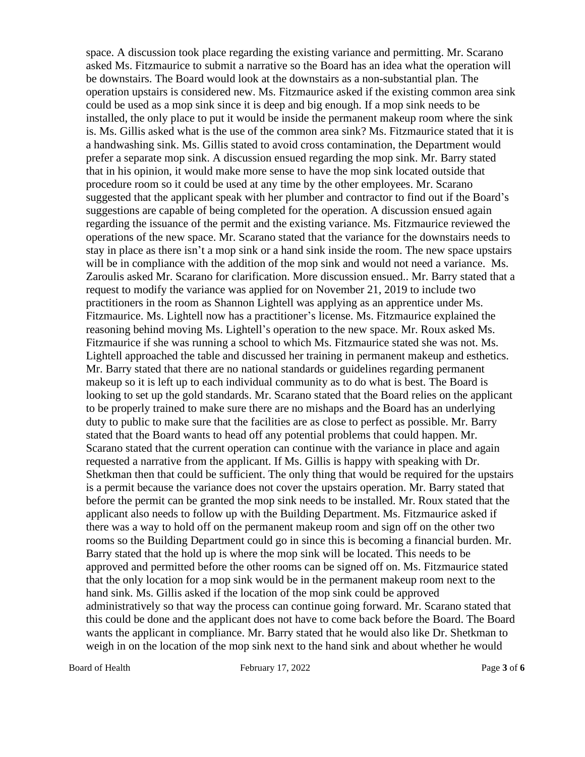space. A discussion took place regarding the existing variance and permitting. Mr. Scarano asked Ms. Fitzmaurice to submit a narrative so the Board has an idea what the operation will be downstairs. The Board would look at the downstairs as a non-substantial plan. The operation upstairs is considered new. Ms. Fitzmaurice asked if the existing common area sink could be used as a mop sink since it is deep and big enough. If a mop sink needs to be installed, the only place to put it would be inside the permanent makeup room where the sink is. Ms. Gillis asked what is the use of the common area sink? Ms. Fitzmaurice stated that it is a handwashing sink. Ms. Gillis stated to avoid cross contamination, the Department would prefer a separate mop sink. A discussion ensued regarding the mop sink. Mr. Barry stated that in his opinion, it would make more sense to have the mop sink located outside that procedure room so it could be used at any time by the other employees. Mr. Scarano suggested that the applicant speak with her plumber and contractor to find out if the Board's suggestions are capable of being completed for the operation. A discussion ensued again regarding the issuance of the permit and the existing variance. Ms. Fitzmaurice reviewed the operations of the new space. Mr. Scarano stated that the variance for the downstairs needs to stay in place as there isn't a mop sink or a hand sink inside the room. The new space upstairs will be in compliance with the addition of the mop sink and would not need a variance. Ms. Zaroulis asked Mr. Scarano for clarification. More discussion ensued.. Mr. Barry stated that a request to modify the variance was applied for on November 21, 2019 to include two practitioners in the room as Shannon Lightell was applying as an apprentice under Ms. Fitzmaurice. Ms. Lightell now has a practitioner's license. Ms. Fitzmaurice explained the reasoning behind moving Ms. Lightell's operation to the new space. Mr. Roux asked Ms. Fitzmaurice if she was running a school to which Ms. Fitzmaurice stated she was not. Ms. Lightell approached the table and discussed her training in permanent makeup and esthetics. Mr. Barry stated that there are no national standards or guidelines regarding permanent makeup so it is left up to each individual community as to do what is best. The Board is looking to set up the gold standards. Mr. Scarano stated that the Board relies on the applicant to be properly trained to make sure there are no mishaps and the Board has an underlying duty to public to make sure that the facilities are as close to perfect as possible. Mr. Barry stated that the Board wants to head off any potential problems that could happen. Mr. Scarano stated that the current operation can continue with the variance in place and again requested a narrative from the applicant. If Ms. Gillis is happy with speaking with Dr. Shetkman then that could be sufficient. The only thing that would be required for the upstairs is a permit because the variance does not cover the upstairs operation. Mr. Barry stated that before the permit can be granted the mop sink needs to be installed. Mr. Roux stated that the applicant also needs to follow up with the Building Department. Ms. Fitzmaurice asked if there was a way to hold off on the permanent makeup room and sign off on the other two rooms so the Building Department could go in since this is becoming a financial burden. Mr. Barry stated that the hold up is where the mop sink will be located. This needs to be approved and permitted before the other rooms can be signed off on. Ms. Fitzmaurice stated that the only location for a mop sink would be in the permanent makeup room next to the hand sink. Ms. Gillis asked if the location of the mop sink could be approved administratively so that way the process can continue going forward. Mr. Scarano stated that this could be done and the applicant does not have to come back before the Board. The Board wants the applicant in compliance. Mr. Barry stated that he would also like Dr. Shetkman to weigh in on the location of the mop sink next to the hand sink and about whether he would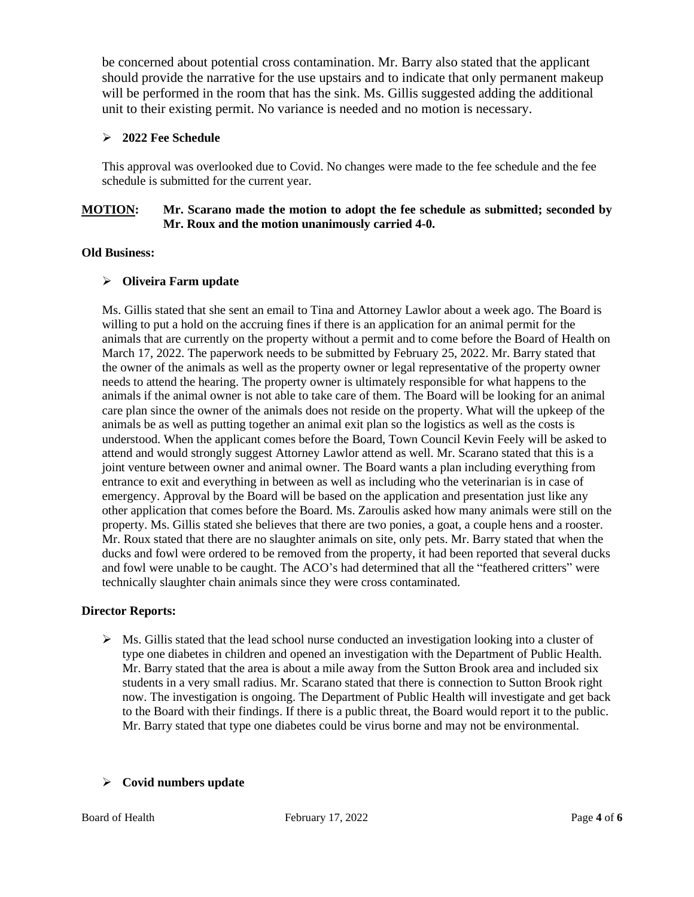be concerned about potential cross contamination. Mr. Barry also stated that the applicant should provide the narrative for the use upstairs and to indicate that only permanent makeup will be performed in the room that has the sink. Ms. Gillis suggested adding the additional unit to their existing permit. No variance is needed and no motion is necessary.

- **2022 Fee Schedule**

This approval was overlooked due to Covid. No changes were made to the fee schedule and the fee schedule is submitted for the current year.

**MOTION: Mr. Scarano made the motion to adopt the fee schedule as submitted; seconded by Mr. Roux and the motion unanimously carried 4-0.**

**Old Business:**

- **Oliveira Farm update**

Ms. Gillis stated that she sent an email to Tina and Attorney Lawlor about a week ago. The Board is willing to put a hold on the accruing fines if there is an application for an animal permit for the animals that are currently on the property without a permit and to come before the Board of Health on March 17, 2022. The paperwork needs to be submitted by February 25, 2022. Mr. Barry stated that the owner of the animals as well as the property owner or legal representative of the property owner needs to attend the hearing. The property owner is ultimately responsible for what happens to the animals if the animal owner is not able to take care of them. The Board will be looking for an animal care plan since the owner of the animals does not reside on the property. What will the upkeep of the animals be as well as putting together an animal exit plan so the logistics as well as the costs is understood. When the applicant comes before the Board, Town Council Kevin Feely will be asked to attend and would strongly suggest Attorney Lawlor attend as well. Mr. Scarano stated that this is a joint venture between owner and animal owner. The Board wants a plan including everything from entrance to exit and everything in between as well as including who the veterinarian is in case of emergency. Approval by the Board will be based on the application and presentation just like any other application that comes before the Board. Ms. Zaroulis asked how many animals were still on the property. Ms. Gillis stated she believes that there are two ponies, a goat, a couple hens and a rooster. Mr. Roux stated that there are no slaughter animals on site, only pets. Mr. Barry stated that when the ducks and fowl were ordered to be removed from the property, it had been reported that several ducks and fowl were unable to be caught. The ACO's had determined that all the "feathered critters" were technically slaughter chain animals since they were cross contaminated.

**Director Reports:**

- Ms. Gillis stated that the lead school nurse conducted an investigation looking into a cluster of type one diabetes in children and opened an investigation with the Department of Public Health. Mr. Barry stated that the area is about a mile away from the Sutton Brook area and included six students in a very small radius. Mr. Scarano stated that there is connection to Sutton Brook right now. The investigation is ongoing. The Department of Public Health will investigate and get back to the Board with their findings. If there is a public threat, the Board would report it to the public. Mr. Barry stated that type one diabetes could be virus borne and may not be environmental.

- **Covid numbers update**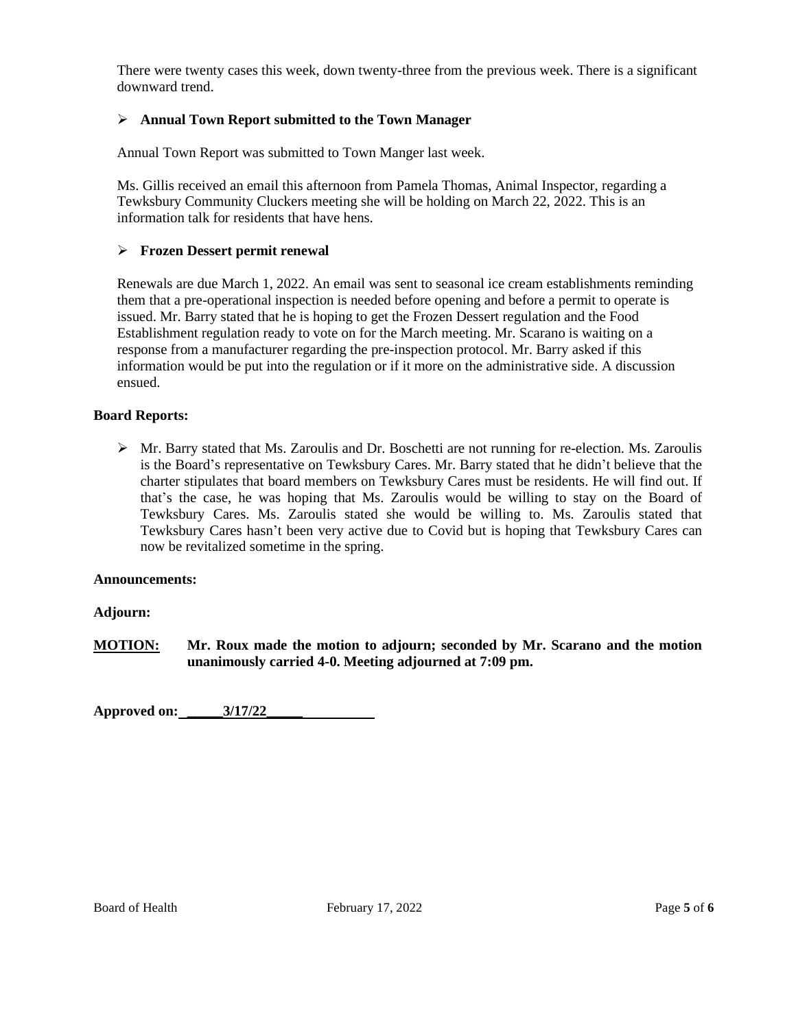There were twenty cases this week, down twenty-three from the previous week. There is a significant downward trend.

- **Annual Town Report submitted to the Town Manager**

Annual Town Report was submitted to Town Manger last week.

Ms. Gillis received an email this afternoon from Pamela Thomas, Animal Inspector, regarding a Tewksbury Community Cluckers meeting she will be holding on March 22, 2022. This is an information talk for residents that have hens.

- **Frozen Dessert permit renewal**

Renewals are due March 1, 2022. An email was sent to seasonal ice cream establishments reminding them that a pre-operational inspection is needed before opening and before a permit to operate is issued. Mr. Barry stated that he is hoping to get the Frozen Dessert regulation and the Food Establishment regulation ready to vote on for the March meeting. Mr. Scarano is waiting on a response from a manufacturer regarding the pre-inspection protocol. Mr. Barry asked if this information would be put into the regulation or if it more on the administrative side. A discussion ensued.

**Board Reports:**

- Mr. Barry stated that Ms. Zaroulis and Dr. Boschetti are not running for re-election. Ms. Zaroulis is the Board's representative on Tewksbury Cares. Mr. Barry stated that he didn't believe that the charter stipulates that board members on Tewksbury Cares must be residents. He will find out. If that's the case, he was hoping that Ms. Zaroulis would be willing to stay on the Board of Tewksbury Cares. Ms. Zaroulis stated she would be willing to. Ms. Zaroulis stated that Tewksbury Cares hasn't been very active due to Covid but is hoping that Tewksbury Cares can now be revitalized sometime in the spring.

**Announcements:**

**Adjourn:**

**MOTION:** **Mr. Roux made the motion to adjourn; seconded by Mr. Scarano and the motion unanimously carried 4-0. Meeting adjourned at 7:09 pm.**

**Approved on: _____3/17/22_____**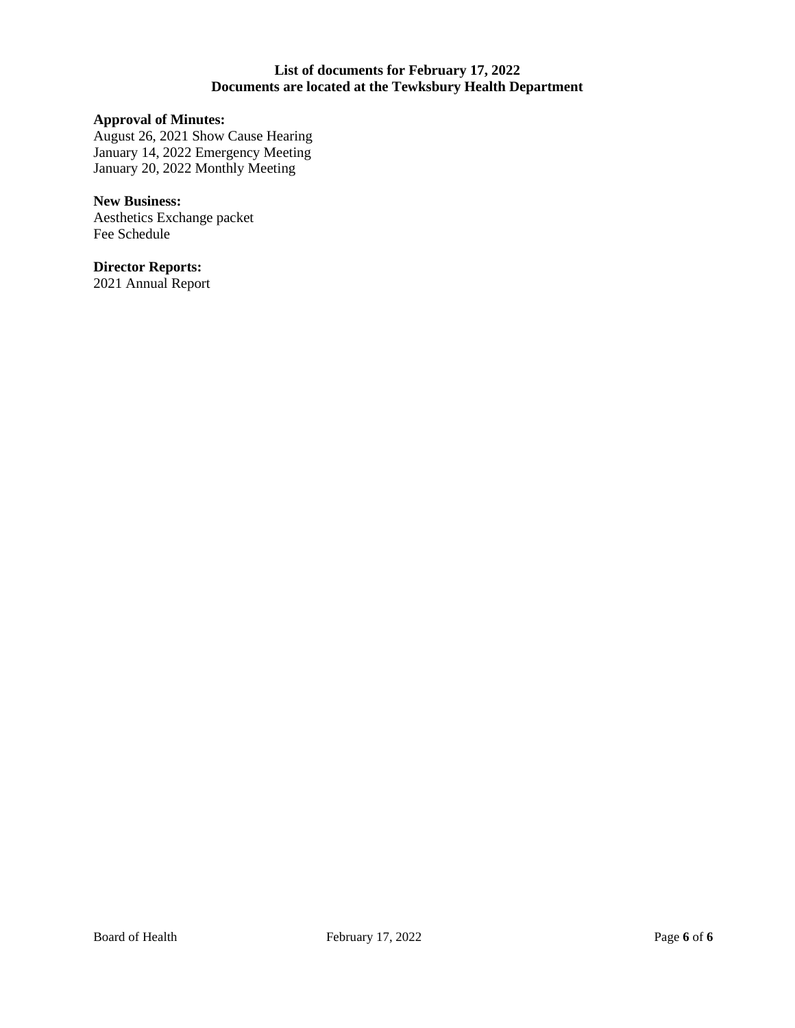**List of documents for February 17, 2022**
**Documents are located at the Tewksbury Health Department**

**Approval of Minutes:**
August 26, 2021 Show Cause Hearing
January 14, 2022 Emergency Meeting
January 20, 2022 Monthly Meeting

**New Business:**
Aesthetics Exchange packet
Fee Schedule

**Director Reports:**
2021 Annual Report